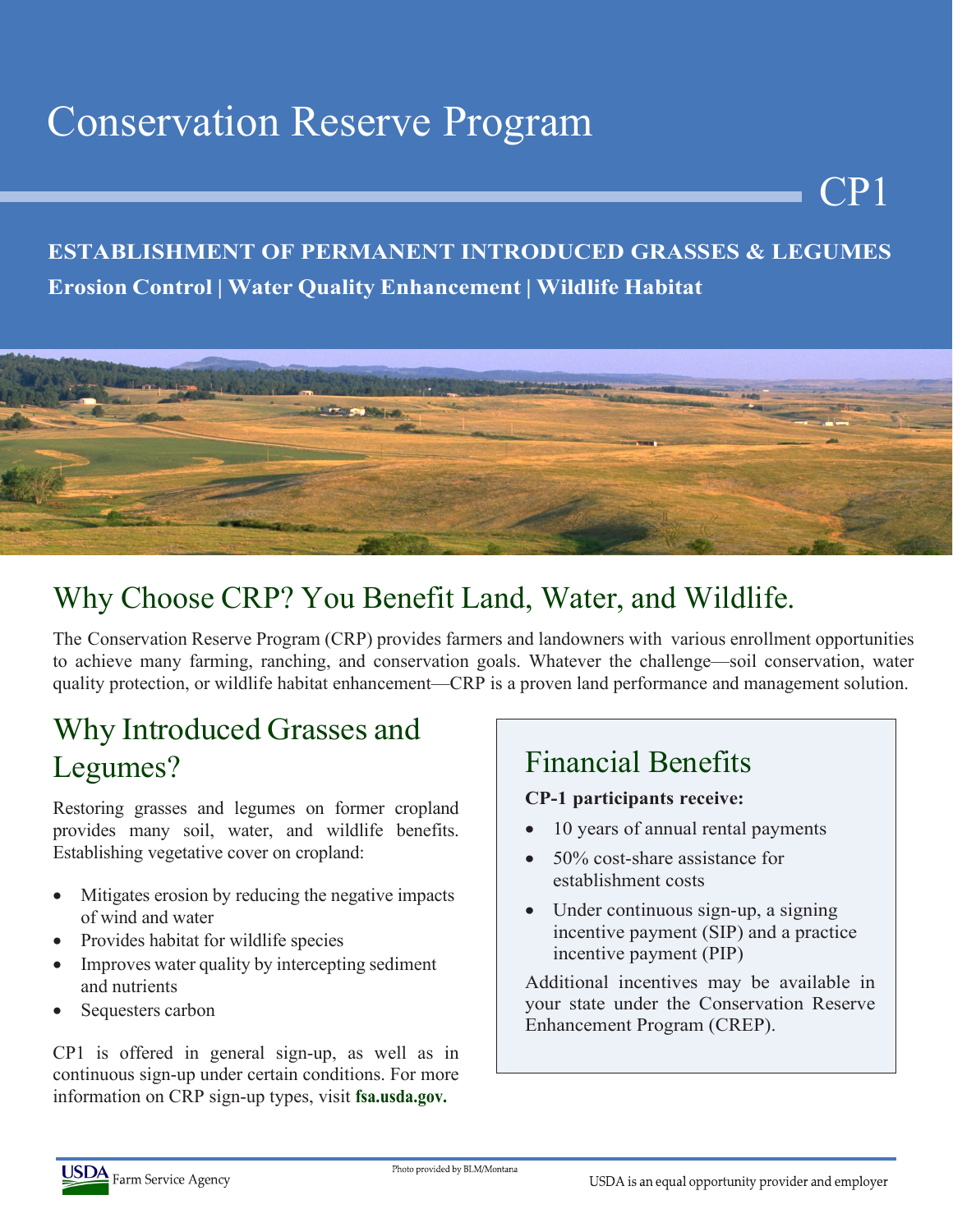# Conservation Reserve Program

CP1

**ESTABLISHMENT OF PERMANENT INTRODUCED GRASSES & LEGUMES**

**Erosion Control | Water Quality Enhancement | Wildlife Habitat**

## Why Choose CRP? You Benefit Land, Water, and Wildlife.

The Conservation Reserve Program (CRP) provides farmers and landowners with various enrollment opportunities to achieve many farming, ranching, and conservation goals. Whatever the challenge—soil conservation, water quality protection, or wildlife habitat enhancement—CRP is a proven land performance and management solution.

## Why Introduced Grasses and Legumes?

Restoring grasses and legumes on former cropland provides many soil, water, and wildlife benefits. Establishing vegetative cover on cropland:

- Mitigates erosion by reducing the negative impacts of wind and water
- Provides habitat for wildlife species
- Improves water quality by intercepting sediment and nutrients
- Sequesters carbon

CP1 is offered in general sign-up, as well as in continuous sign-up under certain conditions. For more information on CRP sign-up types, visit **fsa.usda.gov.**

## Financial Benefits

**CP-1 participants receive:**

- 10 years of annual rental payments
- 50% cost-share assistance for establishment costs
- Under continuous sign-up, a signing incentive payment (SIP) and a practice incentive payment (PIP)

Additional incentives may be available in your state under the Conservation Reserve Enhancement Program (CREP).

Photo provided by BLM/Montana

USDA Farm Service Agency

USDA is an equal opportunity provider and employer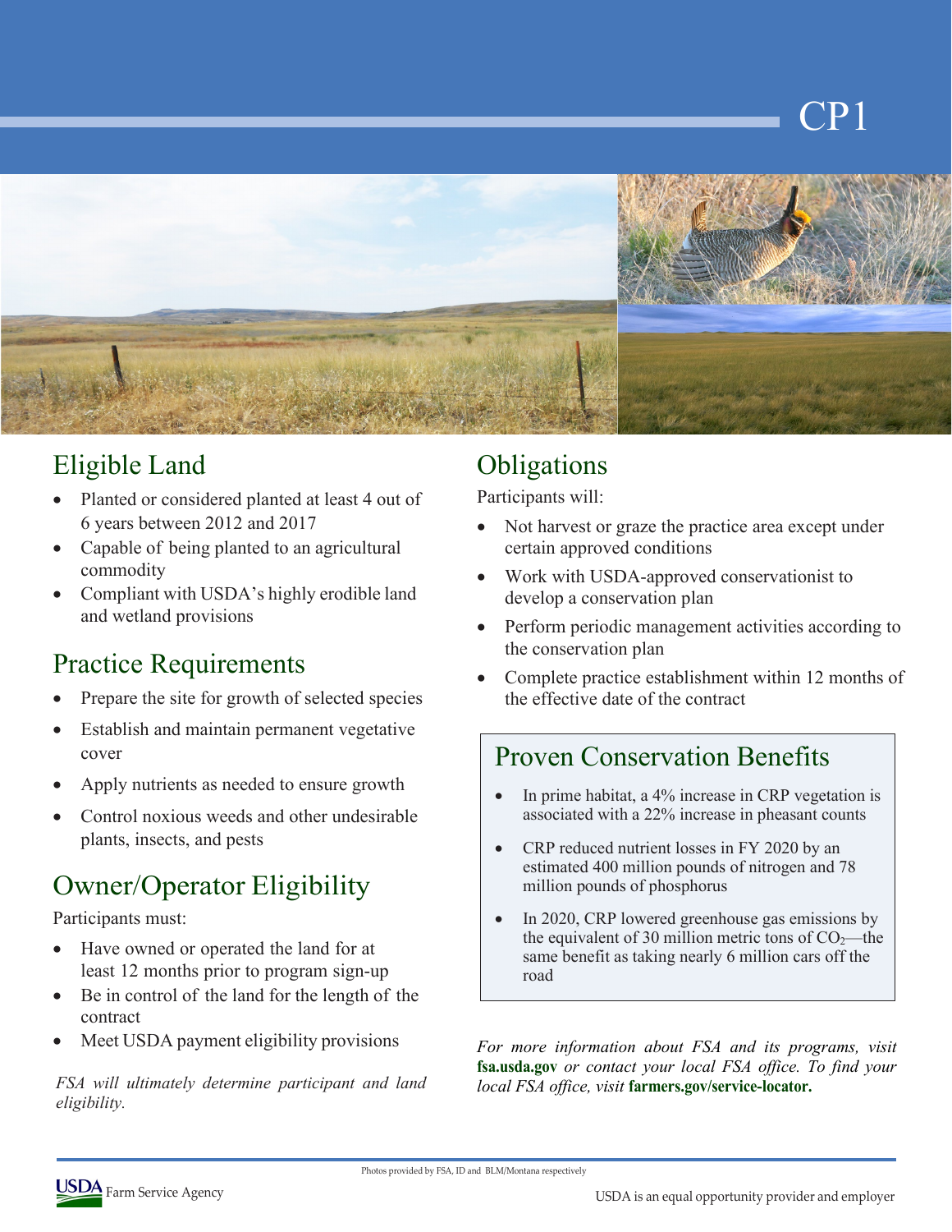# CP1

## Eligible Land

- Planted or considered planted at least 4 out of 6 years between 2012 and 2017
- Capable of being planted to an agricultural commodity
- Compliant with USDA's highly erodible land and wetland provisions

## Practice Requirements

- Prepare the site for growth of selected species
- Establish and maintain permanent vegetative cover
- Apply nutrients as needed to ensure growth
- Control noxious weeds and other undesirable plants, insects, and pests

## Owner/Operator Eligibility

Participants must:

- Have owned or operated the land for at least 12 months prior to program sign-up
- Be in control of the land for the length of the contract
- Meet USDA payment eligibility provisions

*FSA will ultimately determine participant and land eligibility.*

## Obligations

Participants will:

- Not harvest or graze the practice area except under certain approved conditions
- Work with USDA-approved conservationist to develop a conservation plan
- Perform periodic management activities according to the conservation plan
- Complete practice establishment within 12 months of the effective date of the contract

## Proven Conservation Benefits

- In prime habitat, a 4% increase in CRP vegetation is associated with a 22% increase in pheasant counts
- CRP reduced nutrient losses in FY 2020 by an estimated 400 million pounds of nitrogen and 78 million pounds of phosphorus
- In 2020, CRP lowered greenhouse gas emissions by the equivalent of 30 million metric tons of $CO_2$—the same benefit as taking nearly 6 million cars off the road

*For more information about FSA and its programs, visit* **fsa.usda.gov** *or contact your local FSA office. To find your local FSA office, visit* **farmers.gov/service-locator.**

Photos provided by FSA, ID and BLM/Montana respectively

USDA Farm Service Agency

USDA is an equal opportunity provider and employer